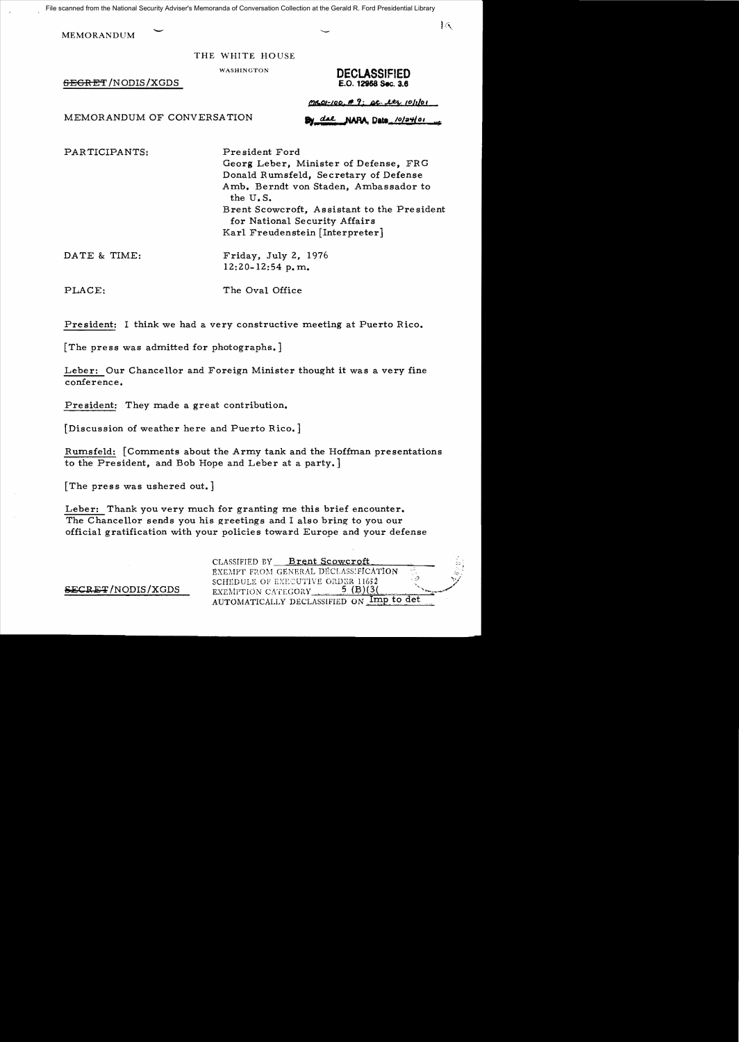File scanned from the National Security Adviser's Memoranda of Conversation Collection at the Gerald R. Ford Presidential Library

MEMORANDUM

THE WHITE HOUSE

WASHINGTON

~~SECRET~~/NODIS/XGDS

**DECLASSIFIED**
**E.O. 12958 Sec. 3.6**

MR01-100, #9; st. ltr 10/1/01

By dal NARA, Date 10/24/01

MEMORANDUM OF CONVERSATION

PARTICIPANTS:
President Ford
Georg Leber, Minister of Defense, FRG
Donald Rumsfeld, Secretary of Defense
Amb. Berndt von Staden, Ambassador to the U.S.
Brent Scowcroft, Assistant to the President for National Security Affairs
Karl Freudenstein [Interpreter]

DATE & TIME:
Friday, July 2, 1976
12:20-12:54 p.m.

PLACE:
The Oval Office

President: I think we had a very constructive meeting at Puerto Rico.

[The press was admitted for photographs.]

Leber: Our Chancellor and Foreign Minister thought it was a very fine conference.

President: They made a great contribution.

[Discussion of weather here and Puerto Rico.]

Rumsfeld: [Comments about the Army tank and the Hoffman presentations to the President, and Bob Hope and Leber at a party.]

[The press was ushered out.]

Leber: Thank you very much for granting me this brief encounter. The Chancellor sends you his greetings and I also bring to you our official gratification with your policies toward Europe and your defense

~~SECRET~~/NODIS/XGDS

CLASSIFIED BY Brent Scowcroft
EXEMPT FROM GENERAL DECLASSIFICATION SCHEDULE OF EXECUTIVE ORDER 11652
EXEMPTION CATEGORY 5 (B)(3)
AUTOMATICALLY DECLASSIFIED ON Imp to det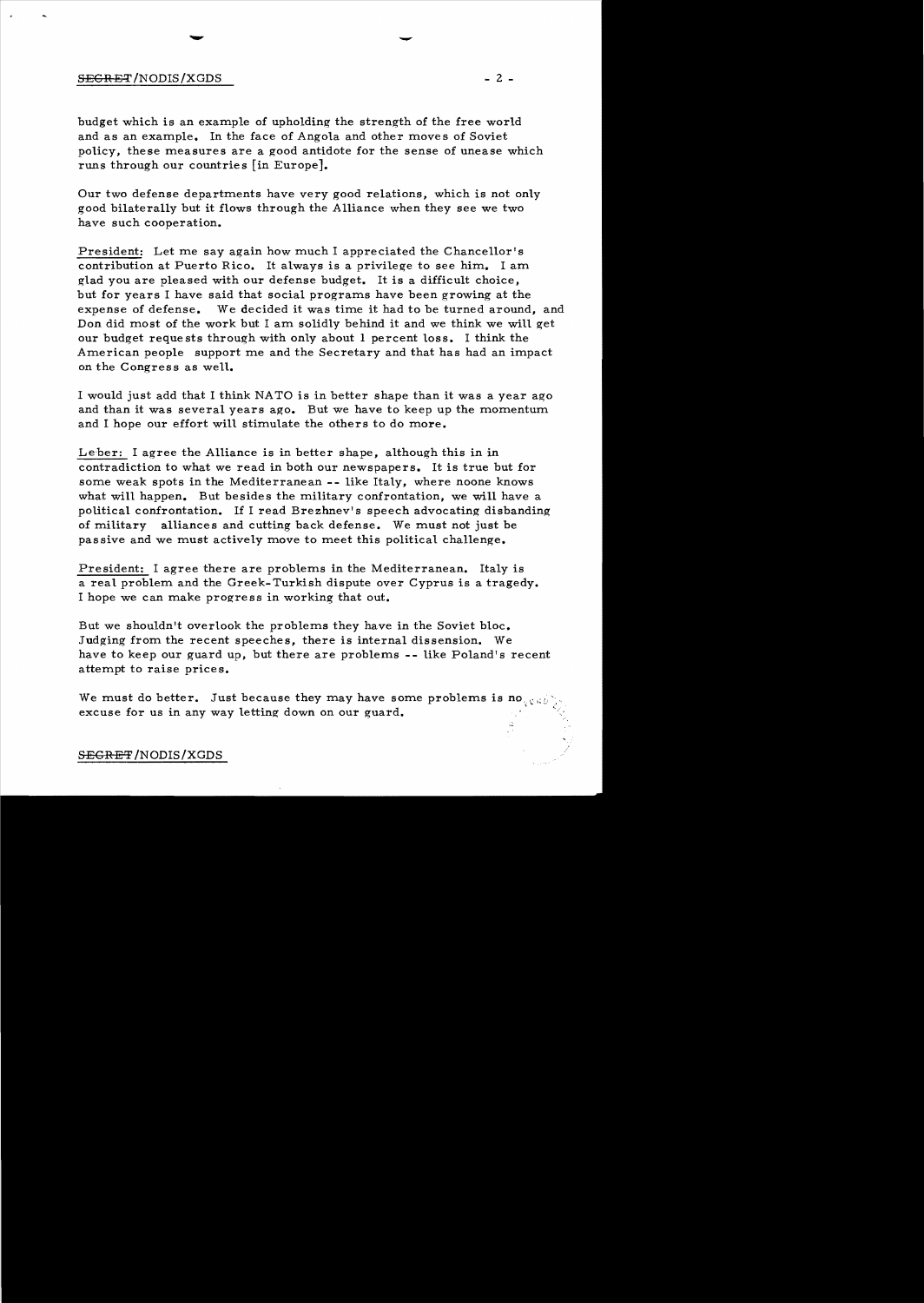budget which is an example of upholding the strength of the free world and as an example. In the face of Angola and other moves of Soviet policy, these measures are a good antidote for the sense of unease which runs through our countries [in Europe].

Our two defense departments have very good relations, which is not only good bilaterally but it flows through the Alliance when they see we two have such cooperation.

President: Let me say again how much I appreciated the Chancellor's contribution at Puerto Rico. It always is a privilege to see him. I am glad you are pleased with our defense budget. It is a difficult choice, but for years I have said that social programs have been growing at the expense of defense. We decided it was time it had to be turned around, and Don did most of the work but I am solidly behind it and we think we will get our budget requests through with only about 1 percent loss. I think the American people support me and the Secretary and that has had an impact on the Congress as well.

I would just add that I think NATO is in better shape than it was a year ago and than it was several years ago. But we have to keep up the momentum and I hope our effort will stimulate the others to do more.

Leber: I agree the Alliance is in better shape, although this in in contradiction to what we read in both our newspapers. It is true but for some weak spots in the Mediterranean -- like Italy, where noone knows what will happen. But besides the military confrontation, we will have a political confrontation. If I read Brezhnev's speech advocating disbanding of military alliances and cutting back defense. We must not just be passive and we must actively move to meet this political challenge.

President: I agree there are problems in the Mediterranean. Italy is a real problem and the Greek-Turkish dispute over Cyprus is a tragedy. I hope we can make progress in working that out.

But we shouldn't overlook the problems they have in the Soviet bloc. Judging from the recent speeches, there is internal dissension. We have to keep our guard up, but there are problems -- like Poland's recent attempt to raise prices.

We must do better. Just because they may have some problems is no excuse for us in any way letting down on our guard.

SECRET/NODIS/XGDS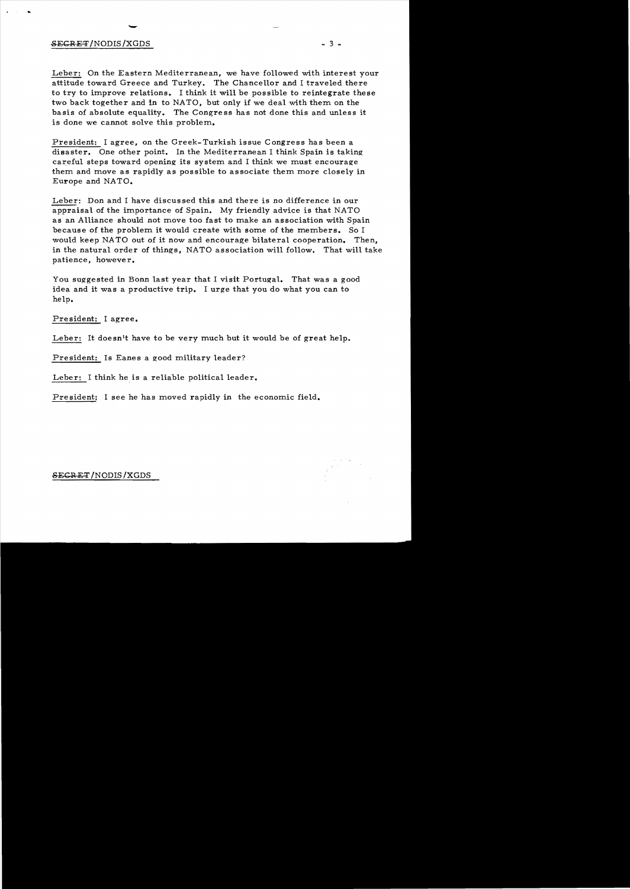Leber: On the Eastern Mediterranean, we have followed with interest your attitude toward Greece and Turkey. The Chancellor and I traveled there to try to improve relations. I think it will be possible to reintegrate these two back together and in to NATO, but only if we deal with them on the basis of absolute equality. The Congress has not done this and unless it is done we cannot solve this problem.

President: I agree, on the Greek-Turkish issue Congress has been a disaster. One other point. In the Mediterranean I think Spain is taking careful steps toward opening its system and I think we must encourage them and move as rapidly as possible to associate them more closely in Europe and NATO.

Leber: Don and I have discussed this and there is no difference in our appraisal of the importance of Spain. My friendly advice is that NATO as an Alliance should not move too fast to make an association with Spain because of the problem it would create with some of the members. So I would keep NATO out of it now and encourage bilateral cooperation. Then, in the natural order of things, NATO association will follow. That will take patience, however.

You suggested in Bonn last year that I visit Portugal. That was a good idea and it was a productive trip. I urge that you do what you can to help.

President: I agree.

Leber: It doesn't have to be very much but it would be of great help.

President: Is Eanes a good military leader?

Leber: I think he is a reliable political leader.

President: I see he has moved rapidly in the economic field.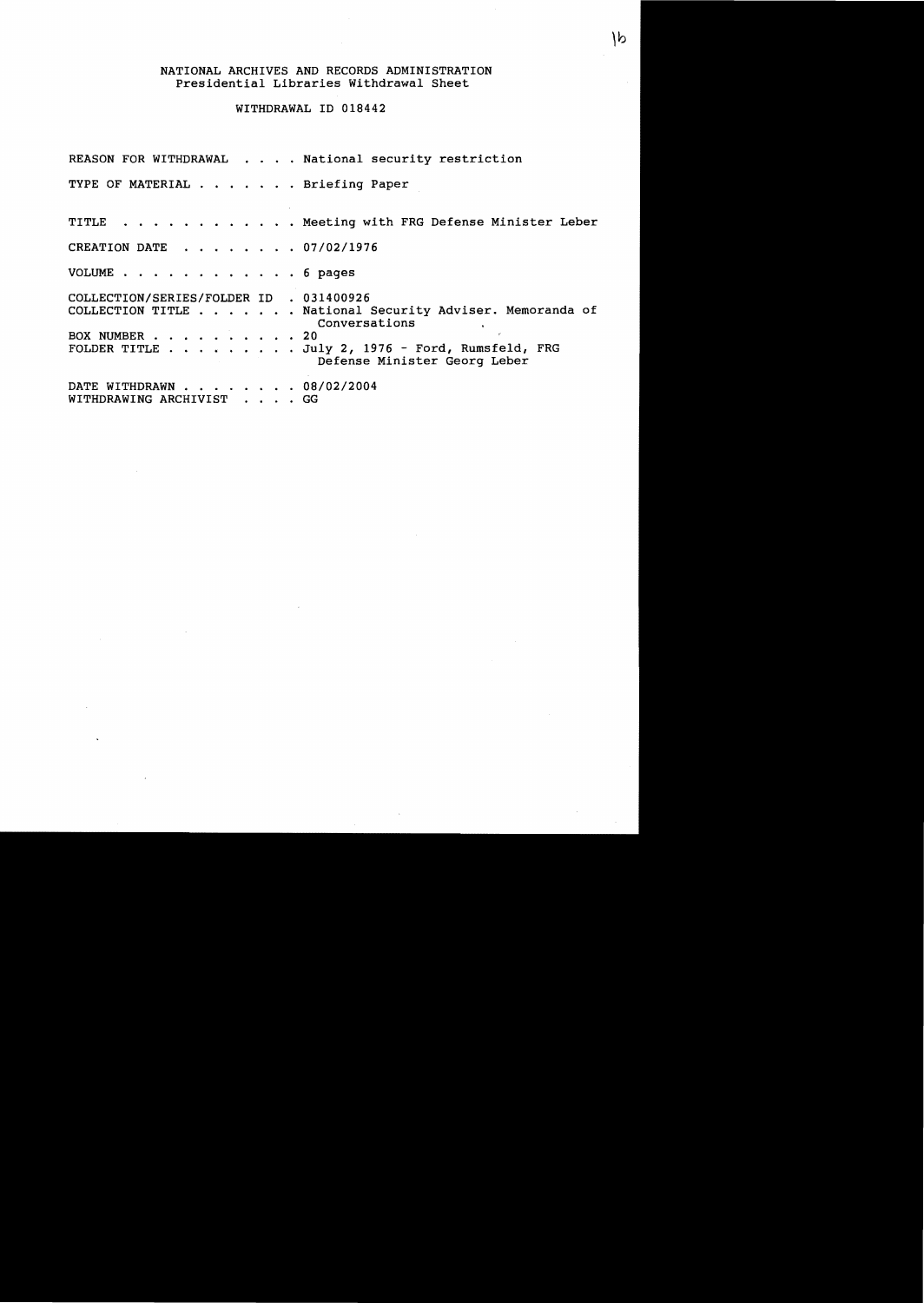NATIONAL ARCHIVES AND RECORDS ADMINISTRATION
Presidential Libraries Withdrawal Sheet

WITHDRAWAL ID 018442

REASON FOR WITHDRAWAL . . . . National security restriction

TYPE OF MATERIAL . . . . . . . Briefing Paper

TITLE . . . . . . . . . . . . Meeting with FRG Defense Minister Leber

CREATION DATE . . . . . . . . 07/02/1976

VOLUME . . . . . . . . . . . . 6 pages

COLLECTION/SERIES/FOLDER ID . 031400926
COLLECTION TITLE . . . . . . . National Security Adviser. Memoranda of Conversations
BOX NUMBER . . . . . . . . . . 20
FOLDER TITLE . . . . . . . . . July 2, 1976 - Ford, Rumsfeld, FRG Defense Minister Georg Leber

DATE WITHDRAWN . . . . . . . . 08/02/2004
WITHDRAWING ARCHIVIST . . . . GG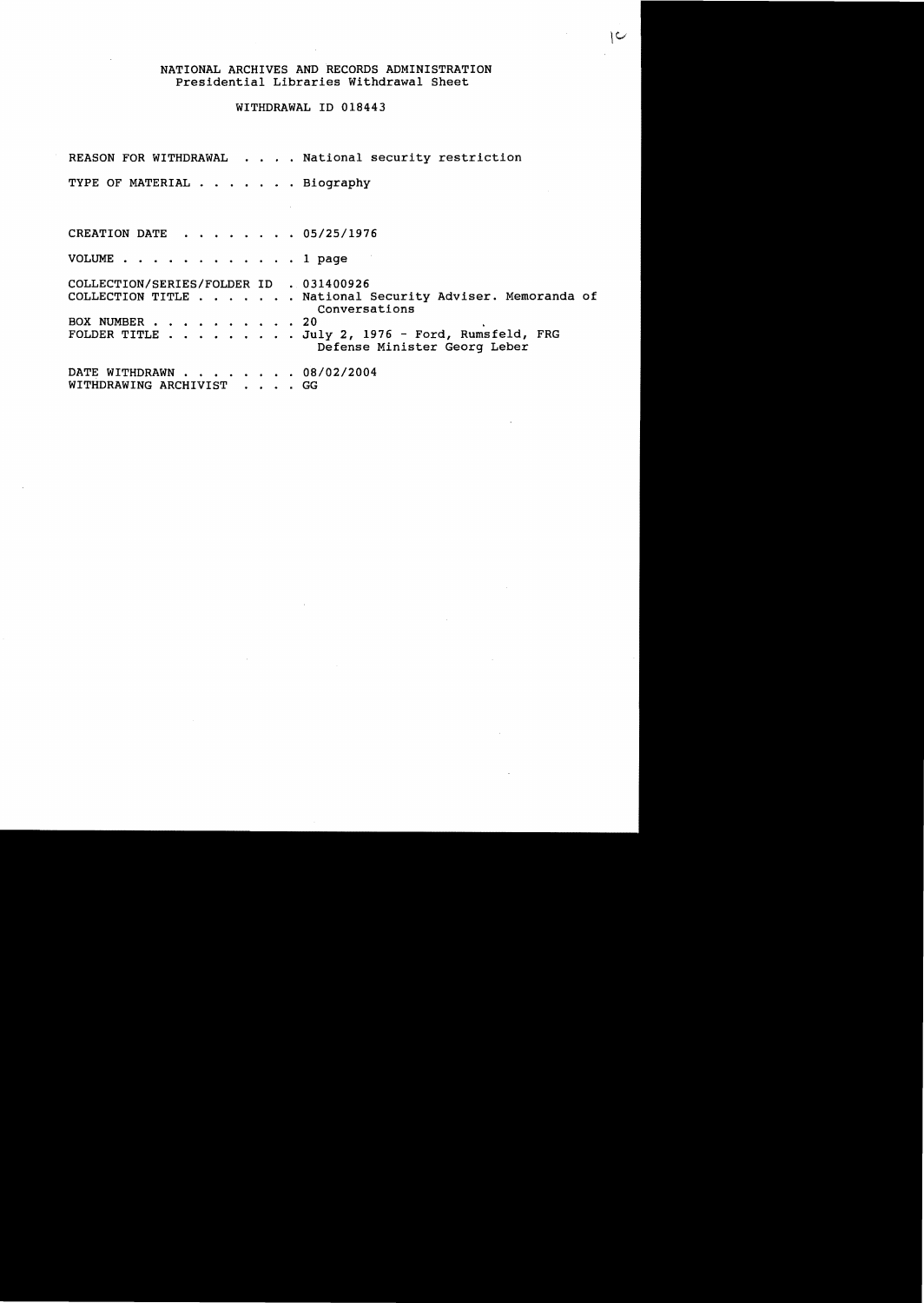NATIONAL ARCHIVES AND RECORDS ADMINISTRATION
Presidential Libraries Withdrawal Sheet

WITHDRAWAL ID 018443

REASON FOR WITHDRAWAL . . . . National security restriction

TYPE OF MATERIAL . . . . . . . Biography

CREATION DATE . . . . . . . . 05/25/1976

VOLUME . . . . . . . . . . . . 1 page

COLLECTION/SERIES/FOLDER ID . 031400926
COLLECTION TITLE . . . . . . . National Security Adviser. Memoranda of Conversations
BOX NUMBER . . . . . . . . . . 20
FOLDER TITLE . . . . . . . . . July 2, 1976 - Ford, Rumsfeld, FRG Defense Minister Georg Leber

DATE WITHDRAWN . . . . . . . . 08/02/2004
WITHDRAWING ARCHIVIST . . . . GG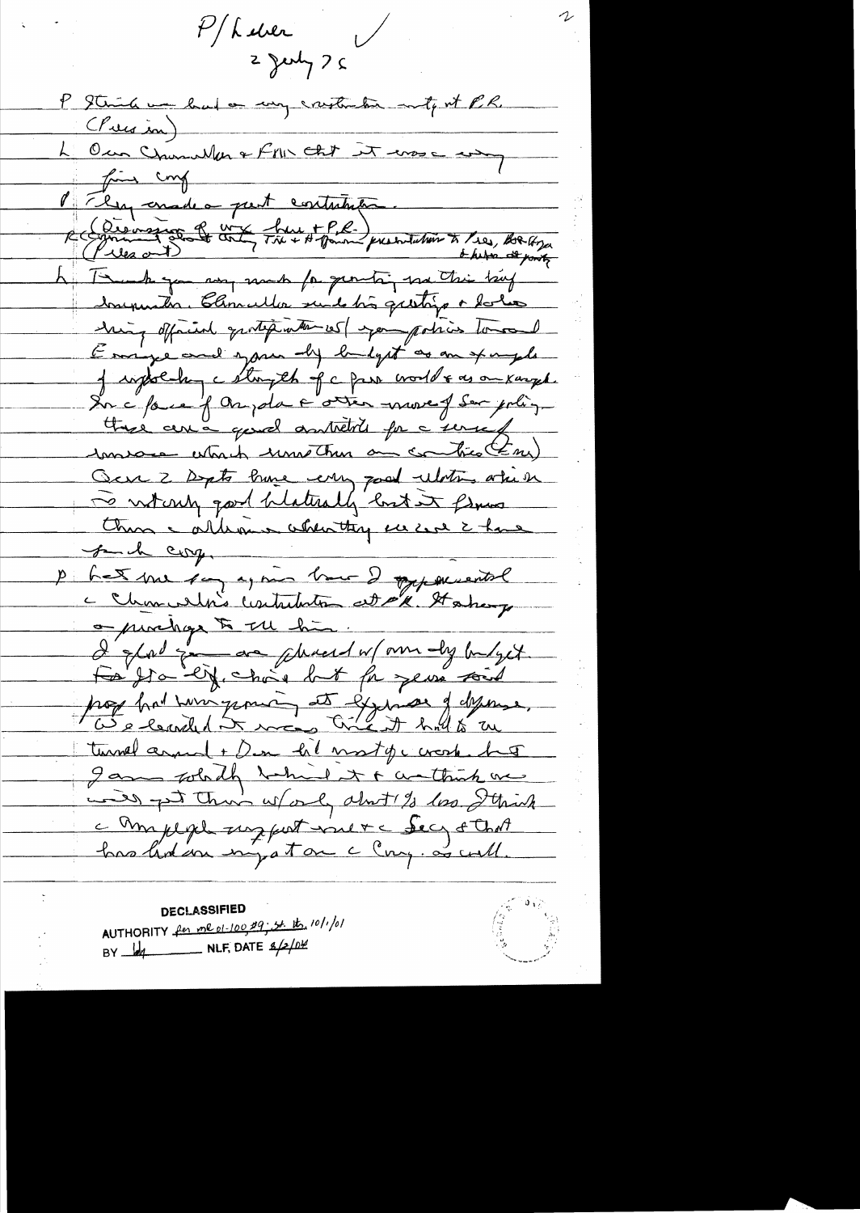P/Leber
2 July 75

P Think we had a very constructive mtg wit FRG (Press in)

L Our Chancellor & FM ch[?] it was a very fine conf

P They made a great contribution.

R (Discussion of W.G. tax T.V. + Afghan presentation to Pres, Bob-tops) (Press out) & Luber at party

L Thank you very much for granting me this brief [?]. Chancellor sends his greetings & [?] his official gratitude w/ your policies toward Europe and your def budget as an example of upholding the strength of the free world & as an example. In the face of Angola & other moves of Sov policy there are good [?] for the [?] which [?] than [?] (Eur) Our 2 Depts have very good relations which is not only good bilaterally but it [?] thru the alliance whether we can have such coop.

P Let me say again how I appreciated the Chancellor's contribution at PR. It was very much a privilege to see him. I glad you are pleased w/ our def budget. For [?] [?] [?] but for years [?] prop had been going at expense of defense. We [?] it was [?] it had to be turned around + Don did most of the work but I am solidly behind it & we think we will get them w/ only about 1% loss. I think the [?] [?] [?] + the Secy & that has [?] on the Cong. as well.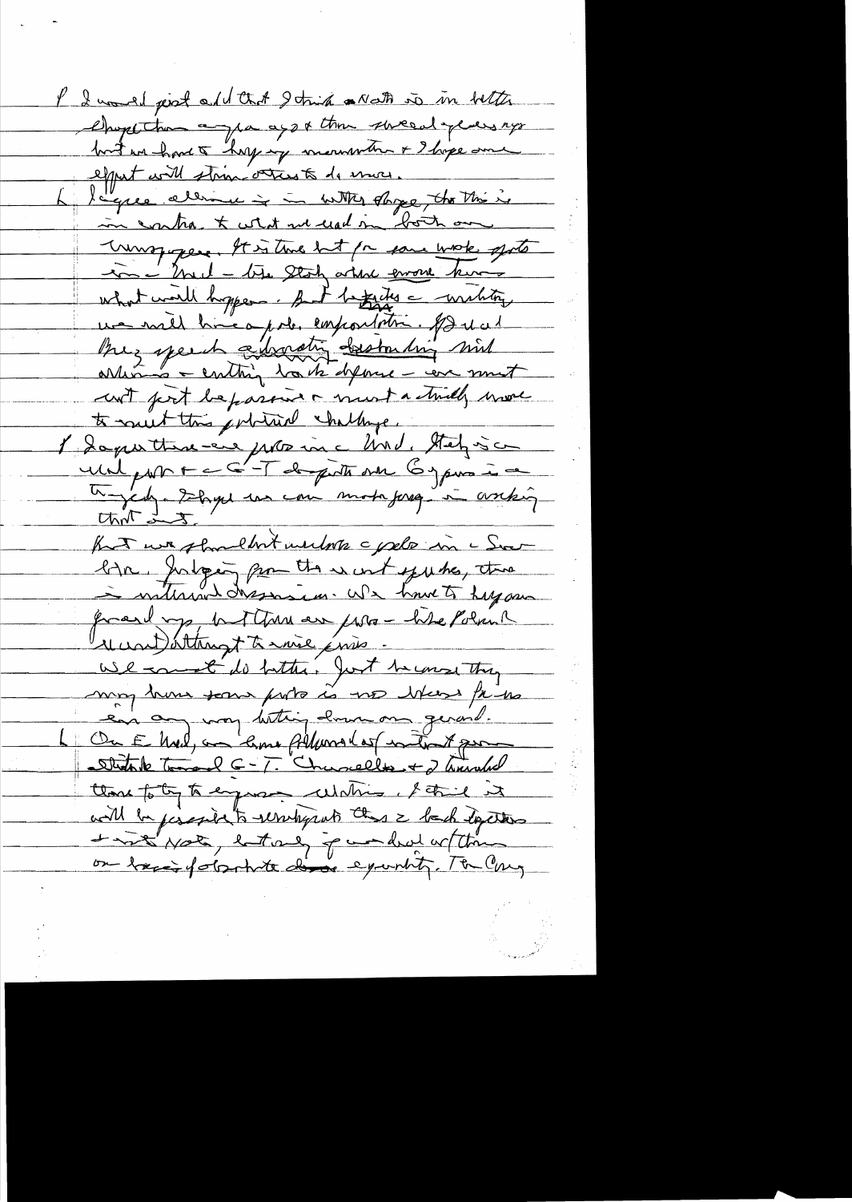P I would just add that I think NATO is in better shape than a year ago & than several years ago but we have to keep up momentum & I hope our effort will stimulate others to do more.

L I agree alliance is in better shape, tho this is in contrast to what we read in both our newspapers. It is true but for some weak spots in the Med – the story where everyone knows what will happen. But besides a military we need have a pol. confrontation. I read Brez speech advocating destroying mil alliances & ending bases abroad – we must not just be passive & must actually move to meet this political challenge.

P I agree there are problems in the Med. Italy is a real problem & the G-T dispute over Cyprus is a tragedy. I hope we can move forward in working that out.

But we shouldn't overlook the problems in S and Scan. Judging from the recent speeches, there is internal discussion. We have to keep our guard up, but there are problems – like Poland (He understood) attempt to raise prices.

We must do better. Just because they may have some problems is no reason for us to in any way letting down our guard.

L On E Med, we have followed [with?] great gratitude travel G-T. Chancellor & I travelled there to try to express our relations. I think it will be possible to reintegrate these 2 back together & into NATO, although if we deal with them on basis of absolute equality. The Cong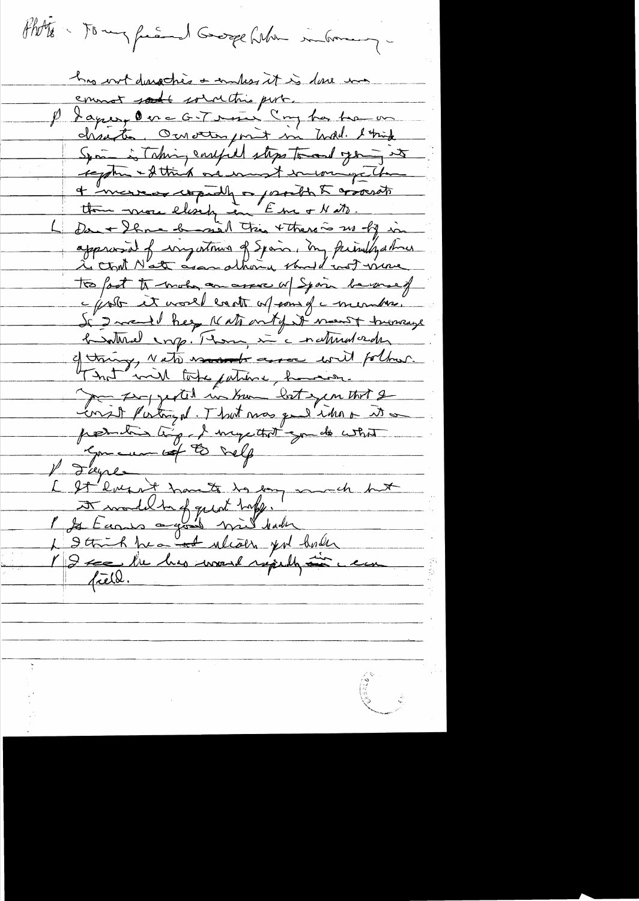Photo - To my friend George Cabot [?] in Germany -

has not deserted & unless it is done we cannot settle this part.

P Agree, Once G-T issue Cong has been on [?] [?]. One other point in world. I think Spain is taking careful steps toward getting its [?] & I think we must encourage them & move as rapidly as possible to associate them more closely in Eur & NATO.

L Den & I have discussed this & there is no [?] in approval of integration of Spain. My feeling, though, is that NATO as an alliance should not move too fast to make an issue of Spain because of a [?] it would create w/ some of the members. So I would keep NATO out of it & move through bilateral coop. Then, in a natural order of things, NATO would follow. That will take patience, however.

You suggested in Iran that I visit Portugal. That was good idea & it's a [?] [?] I suggest you do what you can to help.

P I agree.

L It doesn't have to be very much but it would be of great help.

P In Europe a good [?] [?]

L I think he is an ideal [?] [?]

P I see he has moved rapidly [?] [?] [?] field.